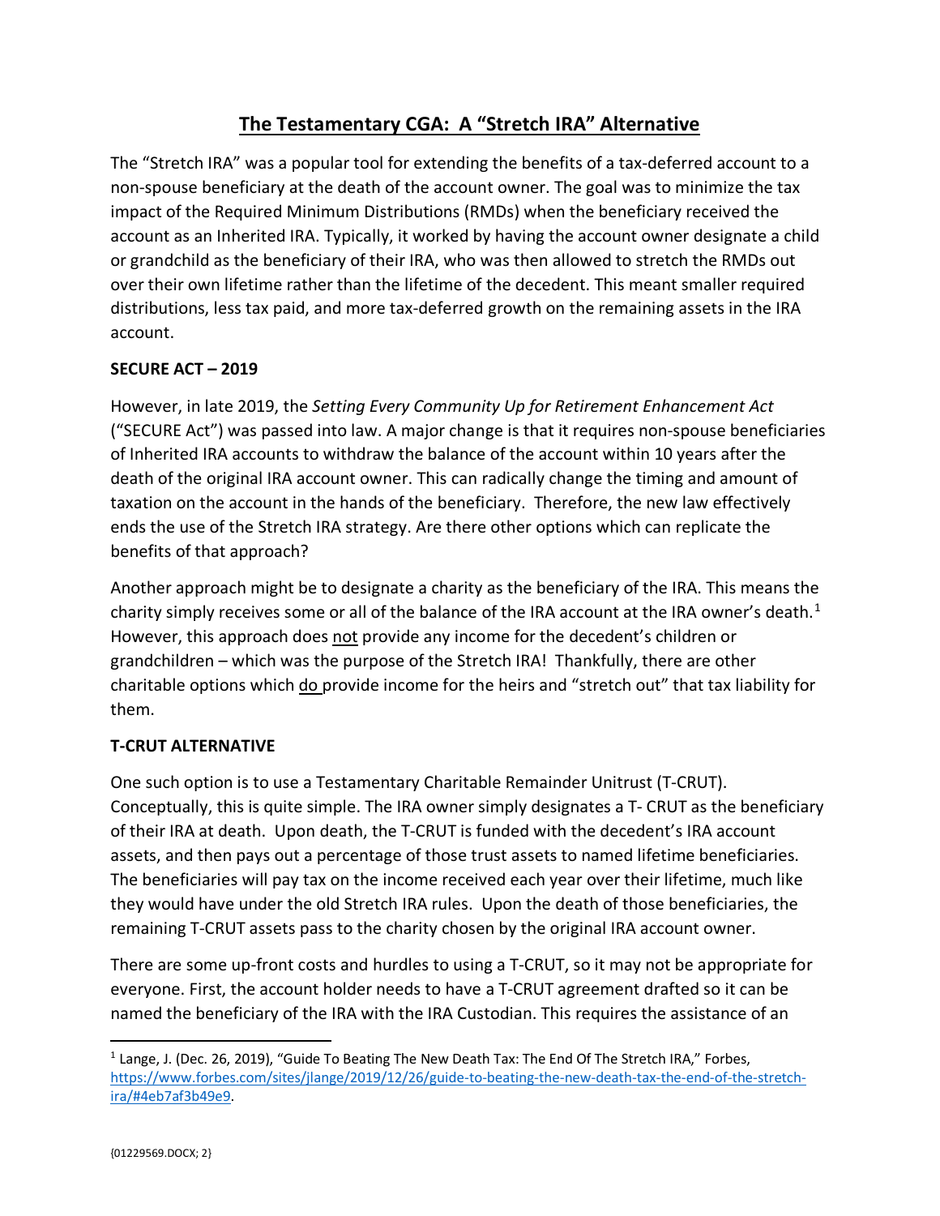# The Testamentary CGA: A "Stretch IRA" Alternative

The "Stretch IRA" was a popular tool for extending the benefits of a tax-deferred account to a non-spouse beneficiary at the death of the account owner. The goal was to minimize the tax impact of the Required Minimum Distributions (RMDs) when the beneficiary received the account as an Inherited IRA. Typically, it worked by having the account owner designate a child or grandchild as the beneficiary of their IRA, who was then allowed to stretch the RMDs out over their own lifetime rather than the lifetime of the decedent. This meant smaller required distributions, less tax paid, and more tax-deferred growth on the remaining assets in the IRA account.

**SECURE ACT – 2019**

However, in late 2019, the *Setting Every Community Up for Retirement Enhancement Act* ("SECURE Act") was passed into law. A major change is that it requires non-spouse beneficiaries of Inherited IRA accounts to withdraw the balance of the account within 10 years after the death of the original IRA account owner. This can radically change the timing and amount of taxation on the account in the hands of the beneficiary. Therefore, the new law effectively ends the use of the Stretch IRA strategy. Are there other options which can replicate the benefits of that approach?

Another approach might be to designate a charity as the beneficiary of the IRA. This means the charity simply receives some or all of the balance of the IRA account at the IRA owner's death.[1] However, this approach does not provide any income for the decedent's children or grandchildren – which was the purpose of the Stretch IRA! Thankfully, there are other charitable options which do provide income for the heirs and "stretch out" that tax liability for them.

**T-CRUT ALTERNATIVE**

One such option is to use a Testamentary Charitable Remainder Unitrust (T-CRUT). Conceptually, this is quite simple. The IRA owner simply designates a T- CRUT as the beneficiary of their IRA at death. Upon death, the T-CRUT is funded with the decedent's IRA account assets, and then pays out a percentage of those trust assets to named lifetime beneficiaries. The beneficiaries will pay tax on the income received each year over their lifetime, much like they would have under the old Stretch IRA rules. Upon the death of those beneficiaries, the remaining T-CRUT assets pass to the charity chosen by the original IRA account owner.

There are some up-front costs and hurdles to using a T-CRUT, so it may not be appropriate for everyone. First, the account holder needs to have a T-CRUT agreement drafted so it can be named the beneficiary of the IRA with the IRA Custodian. This requires the assistance of an

---

[1] Lange, J. (Dec. 26, 2019), "Guide To Beating The New Death Tax: The End Of The Stretch IRA," Forbes, https://www.forbes.com/sites/jlange/2019/12/26/guide-to-beating-the-new-death-tax-the-end-of-the-stretch-ira/#4eb7af3b49e9.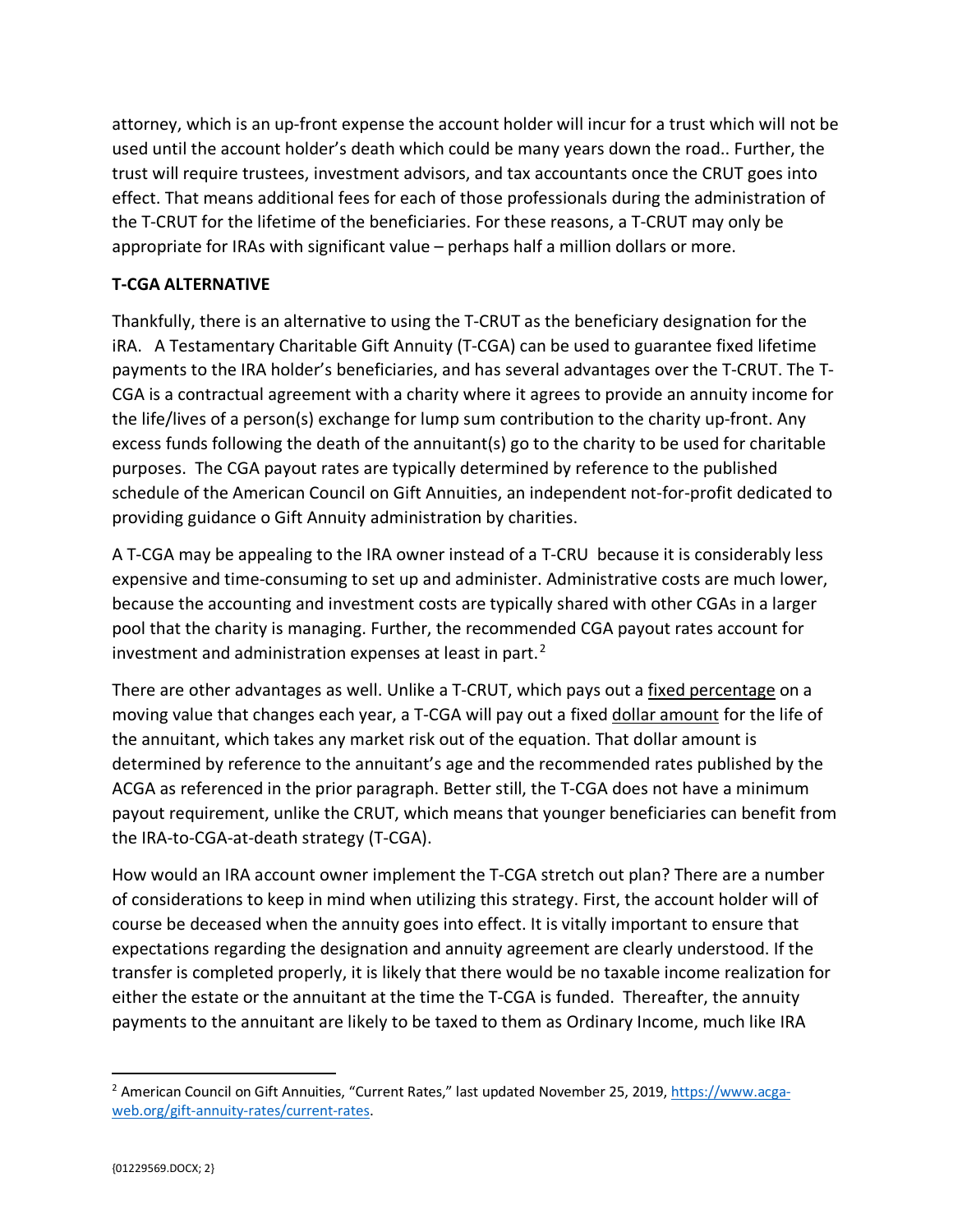attorney, which is an up-front expense the account holder will incur for a trust which will not be used until the account holder's death which could be many years down the road.. Further, the trust will require trustees, investment advisors, and tax accountants once the CRUT goes into effect. That means additional fees for each of those professionals during the administration of the T-CRUT for the lifetime of the beneficiaries. For these reasons, a T-CRUT may only be appropriate for IRAs with significant value – perhaps half a million dollars or more.

**T-CGA ALTERNATIVE**

Thankfully, there is an alternative to using the T-CRUT as the beneficiary designation for the iRA. A Testamentary Charitable Gift Annuity (T-CGA) can be used to guarantee fixed lifetime payments to the IRA holder's beneficiaries, and has several advantages over the T-CRUT. The T-CGA is a contractual agreement with a charity where it agrees to provide an annuity income for the life/lives of a person(s) exchange for lump sum contribution to the charity up-front. Any excess funds following the death of the annuitant(s) go to the charity to be used for charitable purposes. The CGA payout rates are typically determined by reference to the published schedule of the American Council on Gift Annuities, an independent not-for-profit dedicated to providing guidance o Gift Annuity administration by charities.

A T-CGA may be appealing to the IRA owner instead of a T-CRU because it is considerably less expensive and time-consuming to set up and administer. Administrative costs are much lower, because the accounting and investment costs are typically shared with other CGAs in a larger pool that the charity is managing. Further, the recommended CGA payout rates account for investment and administration expenses at least in part.[2]

There are other advantages as well. Unlike a T-CRUT, which pays out a <u>fixed percentage</u> on a moving value that changes each year, a T-CGA will pay out a fixed <u>dollar amount</u> for the life of the annuitant, which takes any market risk out of the equation. That dollar amount is determined by reference to the annuitant's age and the recommended rates published by the ACGA as referenced in the prior paragraph. Better still, the T-CGA does not have a minimum payout requirement, unlike the CRUT, which means that younger beneficiaries can benefit from the IRA-to-CGA-at-death strategy (T-CGA).

How would an IRA account owner implement the T-CGA stretch out plan? There are a number of considerations to keep in mind when utilizing this strategy. First, the account holder will of course be deceased when the annuity goes into effect. It is vitally important to ensure that expectations regarding the designation and annuity agreement are clearly understood. If the transfer is completed properly, it is likely that there would be no taxable income realization for either the estate or the annuitant at the time the T-CGA is funded. Thereafter, the annuity payments to the annuitant are likely to be taxed to them as Ordinary Income, much like IRA

---

[2] American Council on Gift Annuities, "Current Rates," last updated November 25, 2019, https://www.acga-web.org/gift-annuity-rates/current-rates.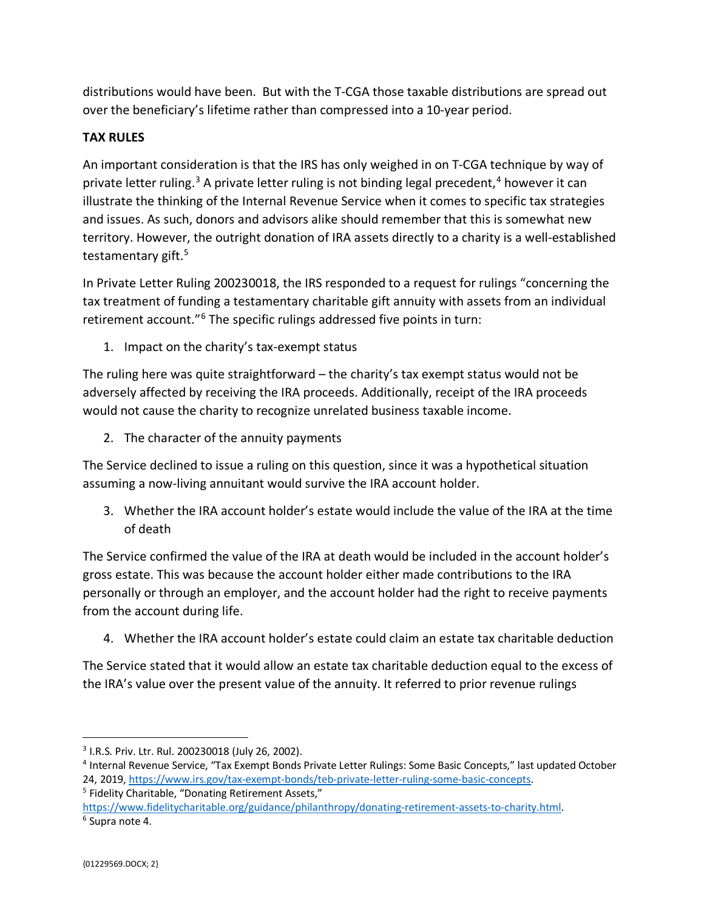distributions would have been. But with the T-CGA those taxable distributions are spread out over the beneficiary's lifetime rather than compressed into a 10-year period.

**TAX RULES**

An important consideration is that the IRS has only weighed in on T-CGA technique by way of private letter ruling.[3] A private letter ruling is not binding legal precedent,[4] however it can illustrate the thinking of the Internal Revenue Service when it comes to specific tax strategies and issues. As such, donors and advisors alike should remember that this is somewhat new territory. However, the outright donation of IRA assets directly to a charity is a well-established testamentary gift.[5]

In Private Letter Ruling 200230018, the IRS responded to a request for rulings "concerning the tax treatment of funding a testamentary charitable gift annuity with assets from an individual retirement account."[6] The specific rulings addressed five points in turn:

1. Impact on the charity's tax-exempt status

The ruling here was quite straightforward – the charity's tax exempt status would not be adversely affected by receiving the IRA proceeds. Additionally, receipt of the IRA proceeds would not cause the charity to recognize unrelated business taxable income.

2. The character of the annuity payments

The Service declined to issue a ruling on this question, since it was a hypothetical situation assuming a now-living annuitant would survive the IRA account holder.

3. Whether the IRA account holder's estate would include the value of the IRA at the time of death

The Service confirmed the value of the IRA at death would be included in the account holder's gross estate. This was because the account holder either made contributions to the IRA personally or through an employer, and the account holder had the right to receive payments from the account during life.

4. Whether the IRA account holder's estate could claim an estate tax charitable deduction

The Service stated that it would allow an estate tax charitable deduction equal to the excess of the IRA's value over the present value of the annuity. It referred to prior revenue rulings

---

[3] I.R.S. Priv. Ltr. Rul. 200230018 (July 26, 2002).

[4] Internal Revenue Service, "Tax Exempt Bonds Private Letter Rulings: Some Basic Concepts," last updated October 24, 2019, https://www.irs.gov/tax-exempt-bonds/teb-private-letter-ruling-some-basic-concepts.

[5] Fidelity Charitable, "Donating Retirement Assets," https://www.fidelitycharitable.org/guidance/philanthropy/donating-retirement-assets-to-charity.html.

[6] Supra note 4.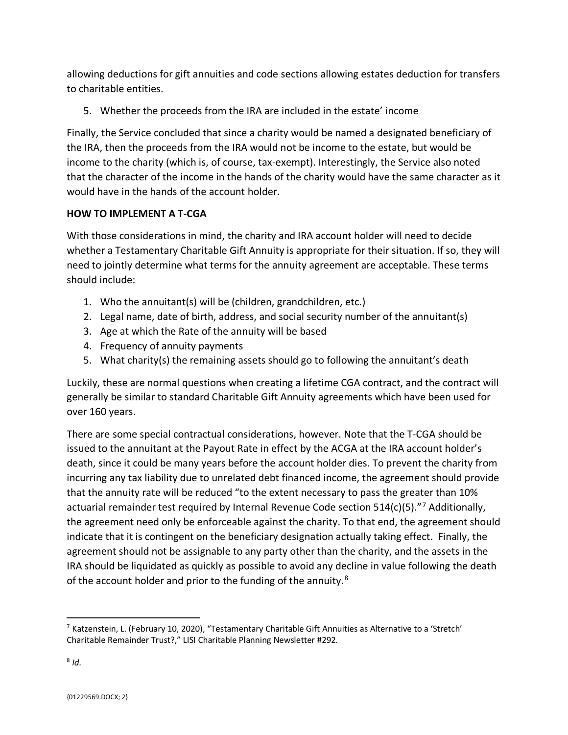allowing deductions for gift annuities and code sections allowing estates deduction for transfers to charitable entities.

5. Whether the proceeds from the IRA are included in the estate' income

Finally, the Service concluded that since a charity would be named a designated beneficiary of the IRA, then the proceeds from the IRA would not be income to the estate, but would be income to the charity (which is, of course, tax-exempt). Interestingly, the Service also noted that the character of the income in the hands of the charity would have the same character as it would have in the hands of the account holder.

**HOW TO IMPLEMENT A T-CGA**

With those considerations in mind, the charity and IRA account holder will need to decide whether a Testamentary Charitable Gift Annuity is appropriate for their situation. If so, they will need to jointly determine what terms for the annuity agreement are acceptable. These terms should include:

1. Who the annuitant(s) will be (children, grandchildren, etc.)
2. Legal name, date of birth, address, and social security number of the annuitant(s)
3. Age at which the Rate of the annuity will be based
4. Frequency of annuity payments
5. What charity(s) the remaining assets should go to following the annuitant's death

Luckily, these are normal questions when creating a lifetime CGA contract, and the contract will generally be similar to standard Charitable Gift Annuity agreements which have been used for over 160 years.

There are some special contractual considerations, however. Note that the T-CGA should be issued to the annuitant at the Payout Rate in effect by the ACGA at the IRA account holder's death, since it could be many years before the account holder dies. To prevent the charity from incurring any tax liability due to unrelated debt financed income, the agreement should provide that the annuity rate will be reduced "to the extent necessary to pass the greater than 10% actuarial remainder test required by Internal Revenue Code section 514(c)(5)."[7] Additionally, the agreement need only be enforceable against the charity. To that end, the agreement should indicate that it is contingent on the beneficiary designation actually taking effect. Finally, the agreement should not be assignable to any party other than the charity, and the assets in the IRA should be liquidated as quickly as possible to avoid any decline in value following the death of the account holder and prior to the funding of the annuity.[8]

---

[7] Katzenstein, L. (February 10, 2020), "Testamentary Charitable Gift Annuities as Alternative to a 'Stretch' Charitable Remainder Trust?," LISI Charitable Planning Newsletter #292.

[8] *Id.*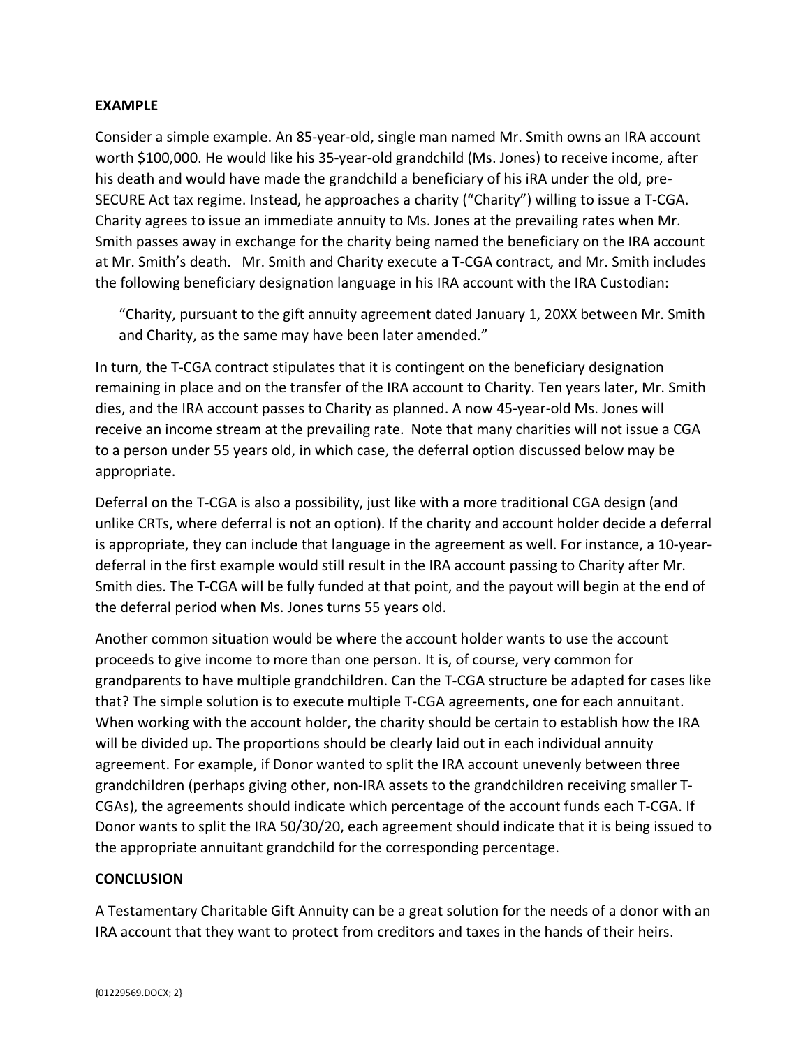**EXAMPLE**

Consider a simple example. An 85-year-old, single man named Mr. Smith owns an IRA account worth $100,000. He would like his 35-year-old grandchild (Ms. Jones) to receive income, after his death and would have made the grandchild a beneficiary of his iRA under the old, pre-SECURE Act tax regime. Instead, he approaches a charity ("Charity") willing to issue a T-CGA. Charity agrees to issue an immediate annuity to Ms. Jones at the prevailing rates when Mr. Smith passes away in exchange for the charity being named the beneficiary on the IRA account at Mr. Smith's death. Mr. Smith and Charity execute a T-CGA contract, and Mr. Smith includes the following beneficiary designation language in his IRA account with the IRA Custodian:

> "Charity, pursuant to the gift annuity agreement dated January 1, 20XX between Mr. Smith and Charity, as the same may have been later amended."

In turn, the T-CGA contract stipulates that it is contingent on the beneficiary designation remaining in place and on the transfer of the IRA account to Charity. Ten years later, Mr. Smith dies, and the IRA account passes to Charity as planned. A now 45-year-old Ms. Jones will receive an income stream at the prevailing rate. Note that many charities will not issue a CGA to a person under 55 years old, in which case, the deferral option discussed below may be appropriate.

Deferral on the T-CGA is also a possibility, just like with a more traditional CGA design (and unlike CRTs, where deferral is not an option). If the charity and account holder decide a deferral is appropriate, they can include that language in the agreement as well. For instance, a 10-year-deferral in the first example would still result in the IRA account passing to Charity after Mr. Smith dies. The T-CGA will be fully funded at that point, and the payout will begin at the end of the deferral period when Ms. Jones turns 55 years old.

Another common situation would be where the account holder wants to use the account proceeds to give income to more than one person. It is, of course, very common for grandparents to have multiple grandchildren. Can the T-CGA structure be adapted for cases like that? The simple solution is to execute multiple T-CGA agreements, one for each annuitant. When working with the account holder, the charity should be certain to establish how the IRA will be divided up. The proportions should be clearly laid out in each individual annuity agreement. For example, if Donor wanted to split the IRA account unevenly between three grandchildren (perhaps giving other, non-IRA assets to the grandchildren receiving smaller T-CGAs), the agreements should indicate which percentage of the account funds each T-CGA. If Donor wants to split the IRA 50/30/20, each agreement should indicate that it is being issued to the appropriate annuitant grandchild for the corresponding percentage.

**CONCLUSION**

A Testamentary Charitable Gift Annuity can be a great solution for the needs of a donor with an IRA account that they want to protect from creditors and taxes in the hands of their heirs.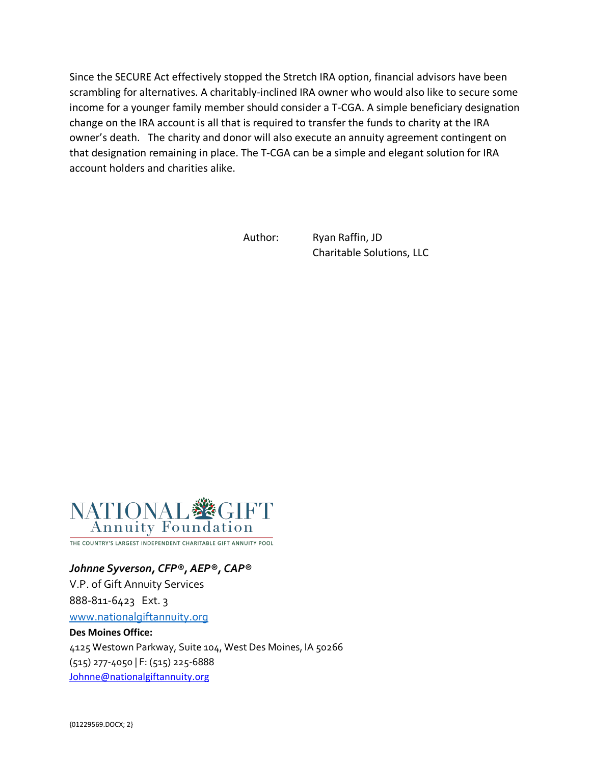Since the SECURE Act effectively stopped the Stretch IRA option, financial advisors have been scrambling for alternatives. A charitably-inclined IRA owner who would also like to secure some income for a younger family member should consider a T-CGA. A simple beneficiary designation change on the IRA account is all that is required to transfer the funds to charity at the IRA owner's death. The charity and donor will also execute an annuity agreement contingent on that designation remaining in place. The T-CGA can be a simple and elegant solution for IRA account holders and charities alike.

Author: Ryan Raffin, JD
Charitable Solutions, LLC

NATIONAL GIFT Annuity Foundation

THE COUNTRY'S LARGEST INDEPENDENT CHARITABLE GIFT ANNUITY POOL

***Johnne Syverson, CFP®, AEP®, CAP®***
V.P. of Gift Annuity Services
888-811-6423 Ext. 3
www.nationalgiftannuity.org

**Des Moines Office:**
4125 Westown Parkway, Suite 104, West Des Moines, IA 50266
(515) 277-4050 | F: (515) 225-6888
Johnne@nationalgiftannuity.org

{01229569.DOCX; 2}